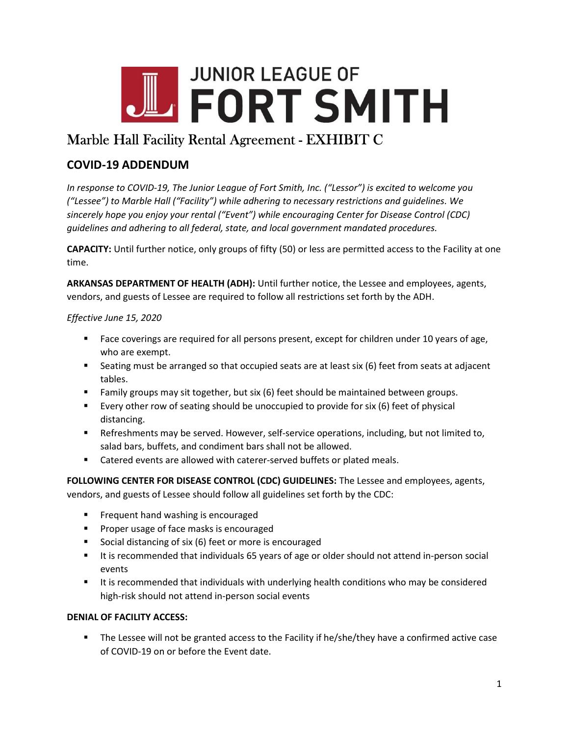# JUNIOR LEAGUE OF FORT SMITH

## Marble Hall Facility Rental Agreement - EXHIBIT C

### COVID-19 ADDENDUM

*In response to COVID-19, The Junior League of Fort Smith, Inc. ("Lessor") is excited to welcome you ("Lessee") to Marble Hall ("Facility") while adhering to necessary restrictions and guidelines. We sincerely hope you enjoy your rental ("Event") while encouraging Center for Disease Control (CDC) guidelines and adhering to all federal, state, and local government mandated procedures.*

**CAPACITY:** Until further notice, only groups of fifty (50) or less are permitted access to the Facility at one time.

**ARKANSAS DEPARTMENT OF HEALTH (ADH):** Until further notice, the Lessee and employees, agents, vendors, and guests of Lessee are required to follow all restrictions set forth by the ADH.

*Effective June 15, 2020*

- Face coverings are required for all persons present, except for children under 10 years of age, who are exempt.
- Seating must be arranged so that occupied seats are at least six (6) feet from seats at adjacent tables.
- Family groups may sit together, but six (6) feet should be maintained between groups.
- Every other row of seating should be unoccupied to provide for six (6) feet of physical distancing.
- Refreshments may be served. However, self-service operations, including, but not limited to, salad bars, buffets, and condiment bars shall not be allowed.
- Catered events are allowed with caterer-served buffets or plated meals.

**FOLLOWING CENTER FOR DISEASE CONTROL (CDC) GUIDELINES:** The Lessee and employees, agents, vendors, and guests of Lessee should follow all guidelines set forth by the CDC:

- Frequent hand washing is encouraged
- Proper usage of face masks is encouraged
- Social distancing of six (6) feet or more is encouraged
- It is recommended that individuals 65 years of age or older should not attend in-person social events
- It is recommended that individuals with underlying health conditions who may be considered high-risk should not attend in-person social events

**DENIAL OF FACILITY ACCESS:**

- The Lessee will not be granted access to the Facility if he/she/they have a confirmed active case of COVID-19 on or before the Event date.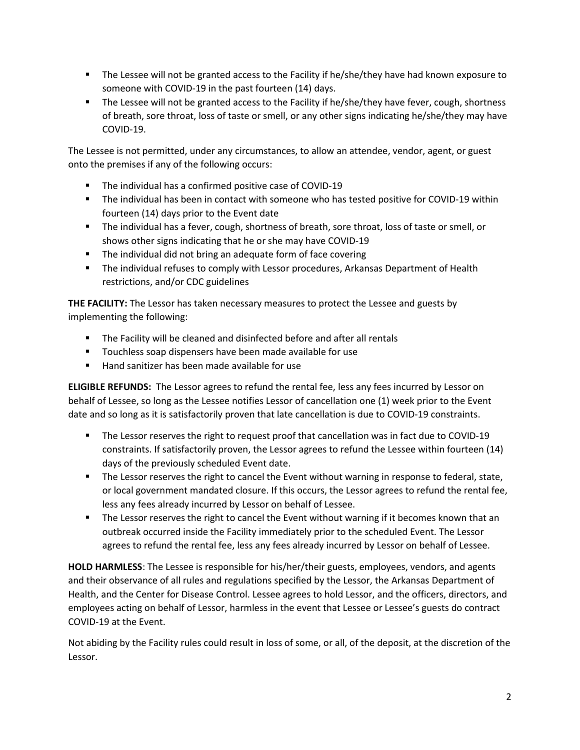- The Lessee will not be granted access to the Facility if he/she/they have had known exposure to someone with COVID-19 in the past fourteen (14) days.
- The Lessee will not be granted access to the Facility if he/she/they have fever, cough, shortness of breath, sore throat, loss of taste or smell, or any other signs indicating he/she/they may have COVID-19.

The Lessee is not permitted, under any circumstances, to allow an attendee, vendor, agent, or guest onto the premises if any of the following occurs:

- The individual has a confirmed positive case of COVID-19
- The individual has been in contact with someone who has tested positive for COVID-19 within fourteen (14) days prior to the Event date
- The individual has a fever, cough, shortness of breath, sore throat, loss of taste or smell, or shows other signs indicating that he or she may have COVID-19
- The individual did not bring an adequate form of face covering
- The individual refuses to comply with Lessor procedures, Arkansas Department of Health restrictions, and/or CDC guidelines

**THE FACILITY:** The Lessor has taken necessary measures to protect the Lessee and guests by implementing the following:

- The Facility will be cleaned and disinfected before and after all rentals
- Touchless soap dispensers have been made available for use
- Hand sanitizer has been made available for use

**ELIGIBLE REFUNDS:** The Lessor agrees to refund the rental fee, less any fees incurred by Lessor on behalf of Lessee, so long as the Lessee notifies Lessor of cancellation one (1) week prior to the Event date and so long as it is satisfactorily proven that late cancellation is due to COVID-19 constraints.

- The Lessor reserves the right to request proof that cancellation was in fact due to COVID-19 constraints. If satisfactorily proven, the Lessor agrees to refund the Lessee within fourteen (14) days of the previously scheduled Event date.
- The Lessor reserves the right to cancel the Event without warning in response to federal, state, or local government mandated closure. If this occurs, the Lessor agrees to refund the rental fee, less any fees already incurred by Lessor on behalf of Lessee.
- The Lessor reserves the right to cancel the Event without warning if it becomes known that an outbreak occurred inside the Facility immediately prior to the scheduled Event. The Lessor agrees to refund the rental fee, less any fees already incurred by Lessor on behalf of Lessee.

**HOLD HARMLESS**: The Lessee is responsible for his/her/their guests, employees, vendors, and agents and their observance of all rules and regulations specified by the Lessor, the Arkansas Department of Health, and the Center for Disease Control. Lessee agrees to hold Lessor, and the officers, directors, and employees acting on behalf of Lessor, harmless in the event that Lessee or Lessee's guests do contract COVID-19 at the Event.

Not abiding by the Facility rules could result in loss of some, or all, of the deposit, at the discretion of the Lessor.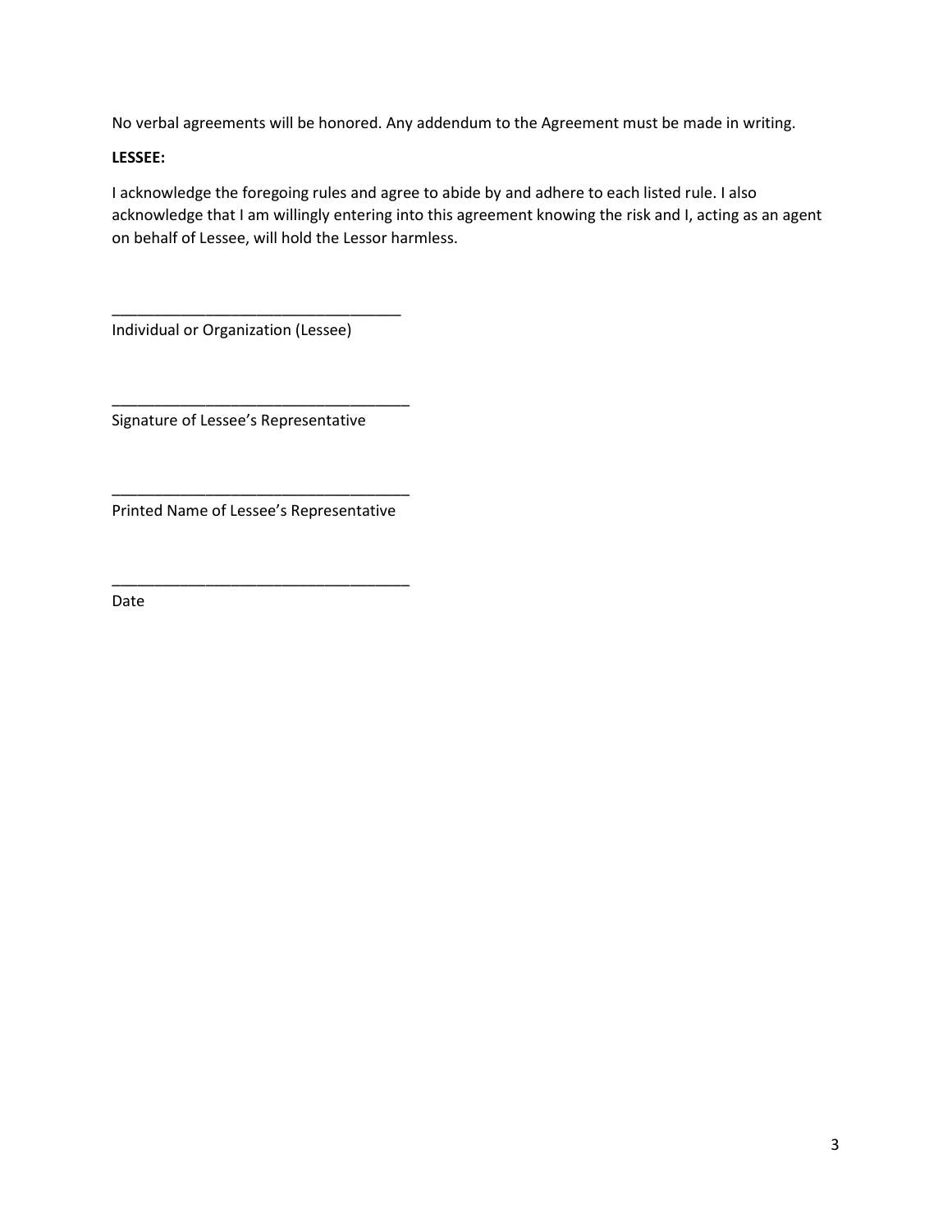No verbal agreements will be honored. Any addendum to the Agreement must be made in writing.

**LESSEE:**

I acknowledge the foregoing rules and agree to abide by and adhere to each listed rule. I also acknowledge that I am willingly entering into this agreement knowing the risk and I, acting as an agent on behalf of Lessee, will hold the Lessor harmless.

___________________________________
Individual or Organization (Lessee)

___________________________________
Signature of Lessee's Representative

___________________________________
Printed Name of Lessee's Representative

___________________________________
Date